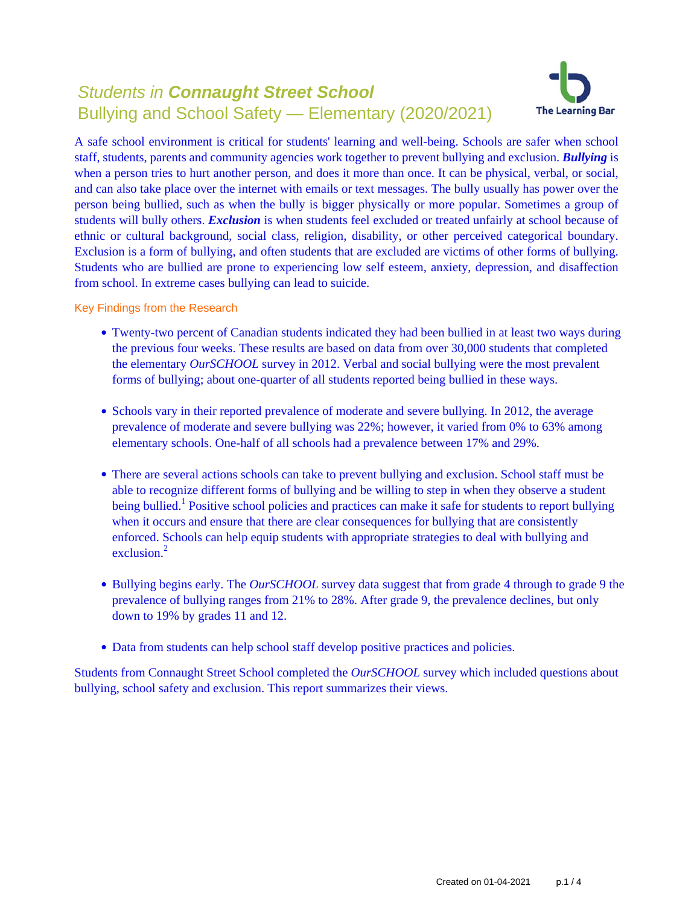# *Students in* ***Connaught Street School***

## Bullying and School Safety — Elementary (2020/2021)

A safe school environment is critical for students' learning and well-being. Schools are safer when school staff, students, parents and community agencies work together to prevent bullying and exclusion. ***Bullying*** is when a person tries to hurt another person, and does it more than once. It can be physical, verbal, or social, and can also take place over the internet with emails or text messages. The bully usually has power over the person being bullied, such as when the bully is bigger physically or more popular. Sometimes a group of students will bully others. ***Exclusion*** is when students feel excluded or treated unfairly at school because of ethnic or cultural background, social class, religion, disability, or other perceived categorical boundary. Exclusion is a form of bullying, and often students that are excluded are victims of other forms of bullying. Students who are bullied are prone to experiencing low self esteem, anxiety, depression, and disaffection from school. In extreme cases bullying can lead to suicide.

### Key Findings from the Research

- Twenty-two percent of Canadian students indicated they had been bullied in at least two ways during the previous four weeks. These results are based on data from over 30,000 students that completed the elementary *OurSCHOOL* survey in 2012. Verbal and social bullying were the most prevalent forms of bullying; about one-quarter of all students reported being bullied in these ways.

- Schools vary in their reported prevalence of moderate and severe bullying. In 2012, the average prevalence of moderate and severe bullying was 22%; however, it varied from 0% to 63% among elementary schools. One-half of all schools had a prevalence between 17% and 29%.

- There are several actions schools can take to prevent bullying and exclusion. School staff must be able to recognize different forms of bullying and be willing to step in when they observe a student being bullied.[1] Positive school policies and practices can make it safe for students to report bullying when it occurs and ensure that there are clear consequences for bullying that are consistently enforced. Schools can help equip students with appropriate strategies to deal with bullying and exclusion.[2]

- Bullying begins early. The *OurSCHOOL* survey data suggest that from grade 4 through to grade 9 the prevalence of bullying ranges from 21% to 28%. After grade 9, the prevalence declines, but only down to 19% by grades 11 and 12.

- Data from students can help school staff develop positive practices and policies.

Students from Connaught Street School completed the *OurSCHOOL* survey which included questions about bullying, school safety and exclusion. This report summarizes their views.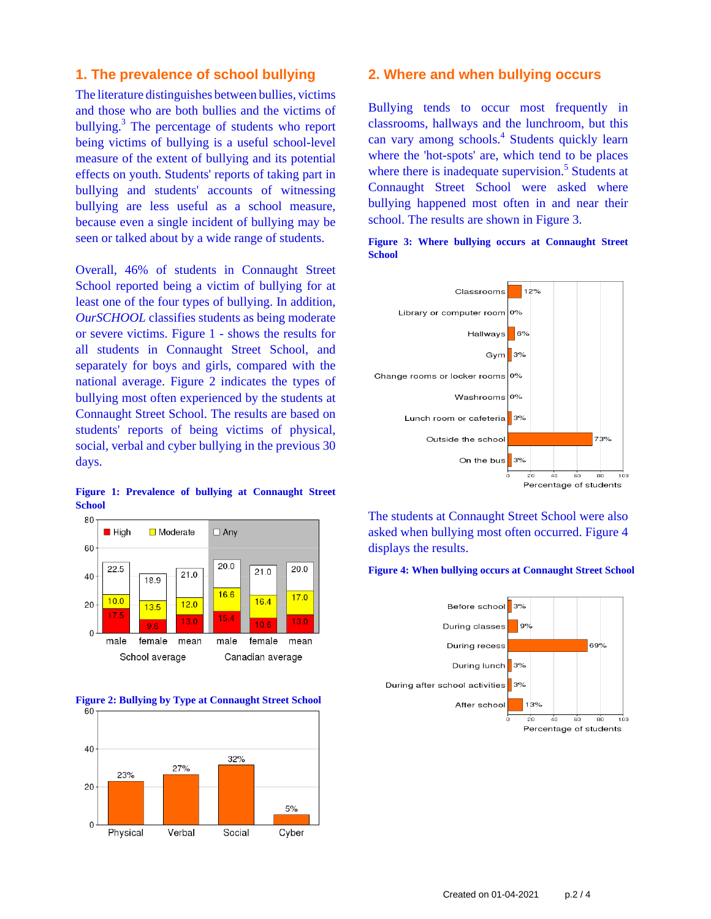## 1. The prevalence of school bullying

The literature distinguishes between bullies, victims and those who are both bullies and the victims of bullying.[3] The percentage of students who report being victims of bullying is a useful school-level measure of the extent of bullying and its potential effects on youth. Students' reports of taking part in bullying and students' accounts of witnessing bullying are less useful as a school measure, because even a single incident of bullying may be seen or talked about by a wide range of students.

Overall, 46% of students in Connaught Street School reported being a victim of bullying for at least one of the four types of bullying. In addition, *OurSCHOOL* classifies students as being moderate or severe victims. Figure 1 - shows the results for all students in Connaught Street School, and separately for boys and girls, compared with the national average. Figure 2 indicates the types of bullying most often experienced by the students at Connaught Street School. The results are based on students' reports of being victims of physical, social, verbal and cyber bullying in the previous 30 days.

**Figure 1: Prevalence of bullying at Connaught Street School**

| | School average | | | Canadian average | | |
|---|---|---|---|---|---|---|
| | male | female | mean | male | female | mean |
| High | 17.5 | 9.6 | 13.0 | 15.4 | 10.6 | 13.0 |
| Moderate | 10.0 | 13.5 | 12.0 | 16.6 | 16.4 | 17.0 |
| Any | 22.5 | 18.9 | 21.0 | 20.0 | 21.0 | 20.0 |

**Figure 2: Bullying by Type at Connaught Street School**

| Physical | Verbal | Social | Cyber |
|---|---|---|---|
| 23% | 27% | 32% | 5% |

## 2. Where and when bullying occurs

Bullying tends to occur most frequently in classrooms, hallways and the lunchroom, but this can vary among schools.[4] Students quickly learn where the 'hot-spots' are, which tend to be places where there is inadequate supervision.[5] Students at Connaught Street School were asked where bullying happened most often in and near their school. The results are shown in Figure 3.

**Figure 3: Where bullying occurs at Connaught Street School**

| Location | Percentage of students |
|---|---|
| Classrooms | 12% |
| Library or computer room | 0% |
| Hallways | 6% |
| Gym | 3% |
| Change rooms or locker rooms | 0% |
| Washrooms | 0% |
| Lunch room or cafeteria | 3% |
| Outside the school | 73% |
| On the bus | 3% |

The students at Connaught Street School were also asked when bullying most often occurred. Figure 4 displays the results.

**Figure 4: When bullying occurs at Connaught Street School**

| Time | Percentage of students |
|---|---|
| Before school | 3% |
| During classes | 9% |
| During recess | 69% |
| During lunch | 3% |
| During after school activities | 3% |
| After school | 13% |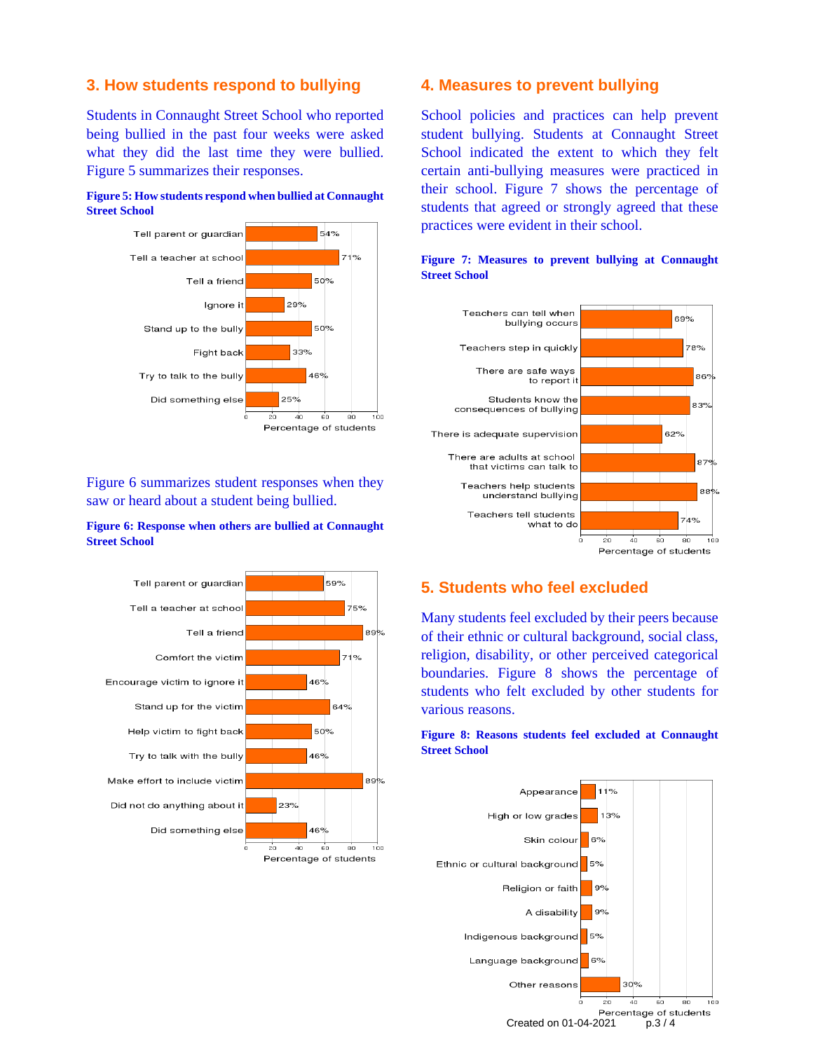## 3. How students respond to bullying

Students in Connaught Street School who reported being bullied in the past four weeks were asked what they did the last time they were bullied. Figure 5 summarizes their responses.

**Figure 5: How students respond when bullied at Connaught Street School**

| Response | Percentage of students |
|---|---|
| Tell parent or guardian | 54% |
| Tell a teacher at school | 71% |
| Tell a friend | 50% |
| Ignore it | 29% |
| Stand up to the bully | 50% |
| Fight back | 33% |
| Try to talk to the bully | 46% |
| Did something else | 25% |

Figure 6 summarizes student responses when they saw or heard about a student being bullied.

**Figure 6: Response when others are bullied at Connaught Street School**

| Response | Percentage of students |
|---|---|
| Tell parent or guardian | 59% |
| Tell a teacher at school | 75% |
| Tell a friend | 89% |
| Comfort the victim | 71% |
| Encourage victim to ignore it | 46% |
| Stand up for the victim | 64% |
| Help victim to fight back | 50% |
| Try to talk with the bully | 46% |
| Make effort to include victim | 89% |
| Did not do anything about it | 23% |
| Did something else | 46% |

## 4. Measures to prevent bullying

School policies and practices can help prevent student bullying. Students at Connaught Street School indicated the extent to which they felt certain anti-bullying measures were practiced in their school. Figure 7 shows the percentage of students that agreed or strongly agreed that these practices were evident in their school.

**Figure 7: Measures to prevent bullying at Connaught Street School**

| Measure | Percentage of students |
|---|---|
| Teachers can tell when bullying occurs | 69% |
| Teachers step in quickly | 78% |
| There are safe ways to report it | 86% |
| Students know the consequences of bullying | 83% |
| There is adequate supervision | 62% |
| There are adults at school that victims can talk to | 87% |
| Teachers help students understand bullying | 88% |
| Teachers tell students what to do | 74% |

## 5. Students who feel excluded

Many students feel excluded by their peers because of their ethnic or cultural background, social class, religion, disability, or other perceived categorical boundaries. Figure 8 shows the percentage of students who felt excluded by other students for various reasons.

**Figure 8: Reasons students feel excluded at Connaught Street School**

| Reason | Percentage of students |
|---|---|
| Appearance | 11% |
| High or low grades | 13% |
| Skin colour | 6% |
| Ethnic or cultural background | 5% |
| Religion or faith | 9% |
| A disability | 9% |
| Indigenous background | 5% |
| Language background | 6% |
| Other reasons | 30% |

Created on 01-04-2021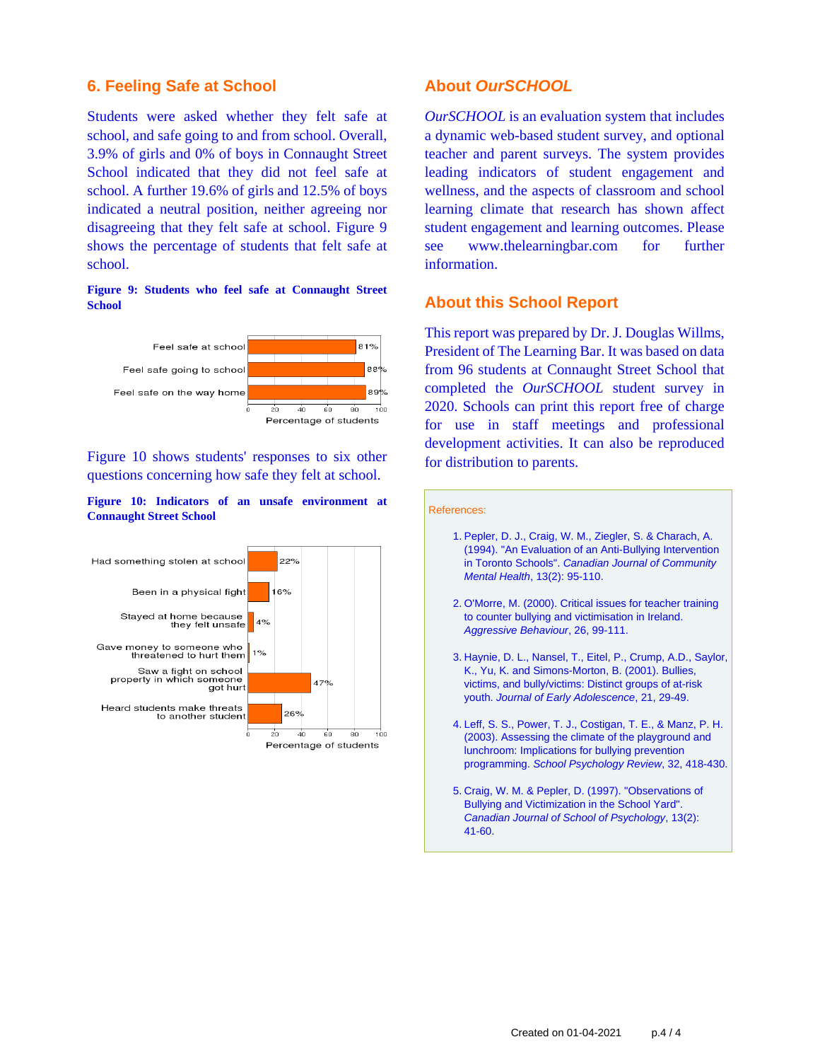## 6. Feeling Safe at School

Students were asked whether they felt safe at school, and safe going to and from school. Overall, 3.9% of girls and 0% of boys in Connaught Street School indicated that they did not feel safe at school. A further 19.6% of girls and 12.5% of boys indicated a neutral position, neither agreeing nor disagreeing that they felt safe at school. Figure 9 shows the percentage of students that felt safe at school.

**Figure 9: Students who feel safe at Connaught Street School**

Feel safe at school 81%
Feel safe going to school 88%
Feel safe on the way home 89%
0 20 40 60 80 100
Percentage of students

Figure 10 shows students' responses to six other questions concerning how safe they felt at school.

**Figure 10: Indicators of an unsafe environment at Connaught Street School**

Had something stolen at school 22%
Been in a physical fight 16%
Stayed at home because they felt unsafe 4%
Gave money to someone who threatened to hurt them 1%
Saw a fight on school property in which someone got hurt 47%
Heard students make threats to another student 26%
0 20 40 60 80 100
Percentage of students

## About *OurSCHOOL*

*OurSCHOOL* is an evaluation system that includes a dynamic web-based student survey, and optional teacher and parent surveys. The system provides leading indicators of student engagement and wellness, and the aspects of classroom and school learning climate that research has shown affect student engagement and learning outcomes. Please see www.thelearningbar.com for further information.

## About this School Report

This report was prepared by Dr. J. Douglas Willms, President of The Learning Bar. It was based on data from 96 students at Connaught Street School that completed the *OurSCHOOL* student survey in 2020. Schools can print this report free of charge for use in staff meetings and professional development activities. It can also be reproduced for distribution to parents.

References:

1. Pepler, D. J., Craig, W. M., Ziegler, S. & Charach, A. (1994). "An Evaluation of an Anti-Bullying Intervention in Toronto Schools". *Canadian Journal of Community Mental Health*, 13(2): 95-110.
2. O'Morre, M. (2000). Critical issues for teacher training to counter bullying and victimisation in Ireland. *Aggressive Behaviour*, 26, 99-111.
3. Haynie, D. L., Nansel, T., Eitel, P., Crump, A.D., Saylor, K., Yu, K. and Simons-Morton, B. (2001). Bullies, victims, and bully/victims: Distinct groups of at-risk youth. *Journal of Early Adolescence*, 21, 29-49.
4. Leff, S. S., Power, T. J., Costigan, T. E., & Manz, P. H. (2003). Assessing the climate of the playground and lunchroom: Implications for bullying prevention programming. *School Psychology Review*, 32, 418-430.
5. Craig, W. M. & Pepler, D. (1997). "Observations of Bullying and Victimization in the School Yard". *Canadian Journal of School of Psychology*, 13(2): 41-60.

Created on 01-04-2021